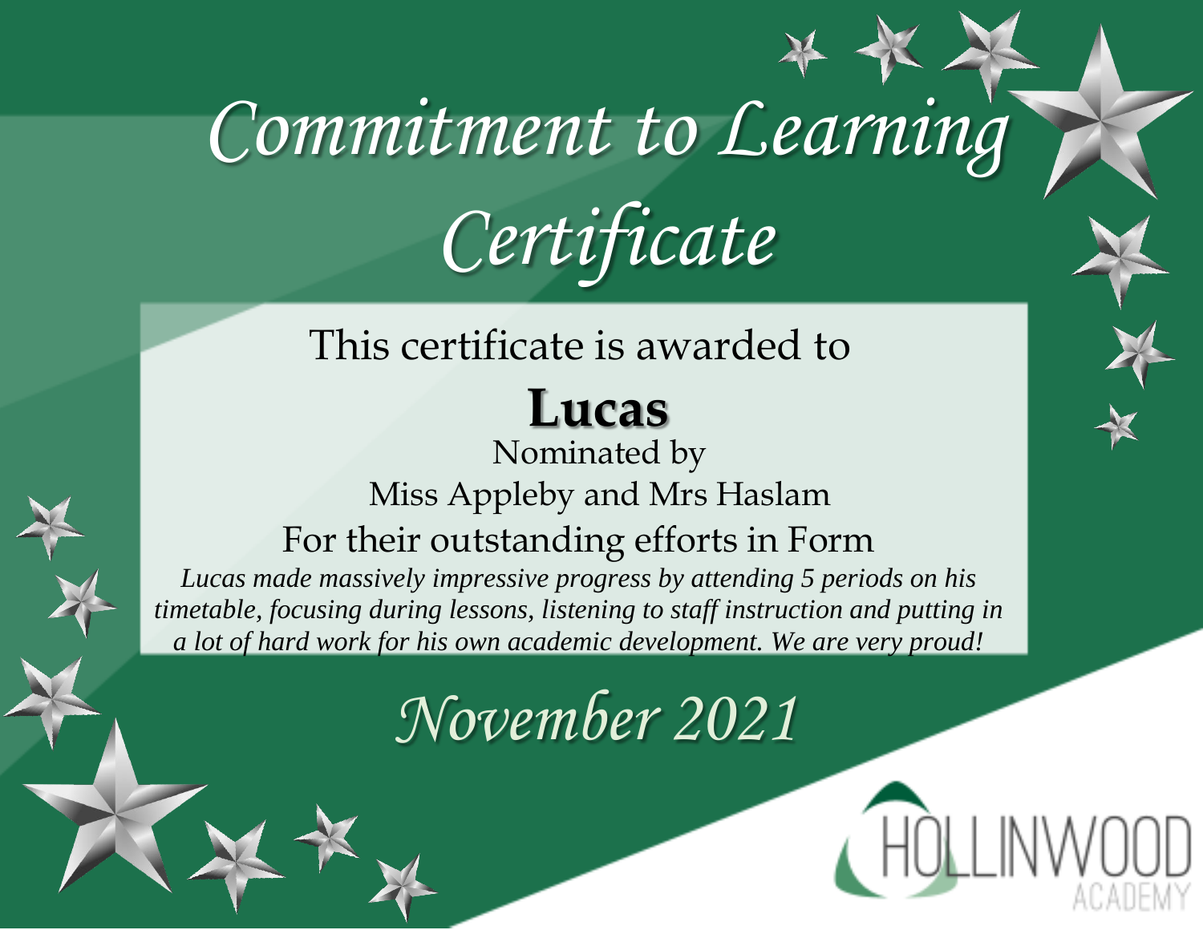# Commitment to Learning Certificate

This certificate is awarded to

**Lucas**

Nominated by

Miss Appleby and Mrs Haslam

For their outstanding efforts in Form

*Lucas made massively impressive progress by attending 5 periods on his timetable, focusing during lessons, listening to staff instruction and putting in a lot of hard work for his own academic development. We are very proud!*

*November 2021*

HOLLINWOOD ACADEMY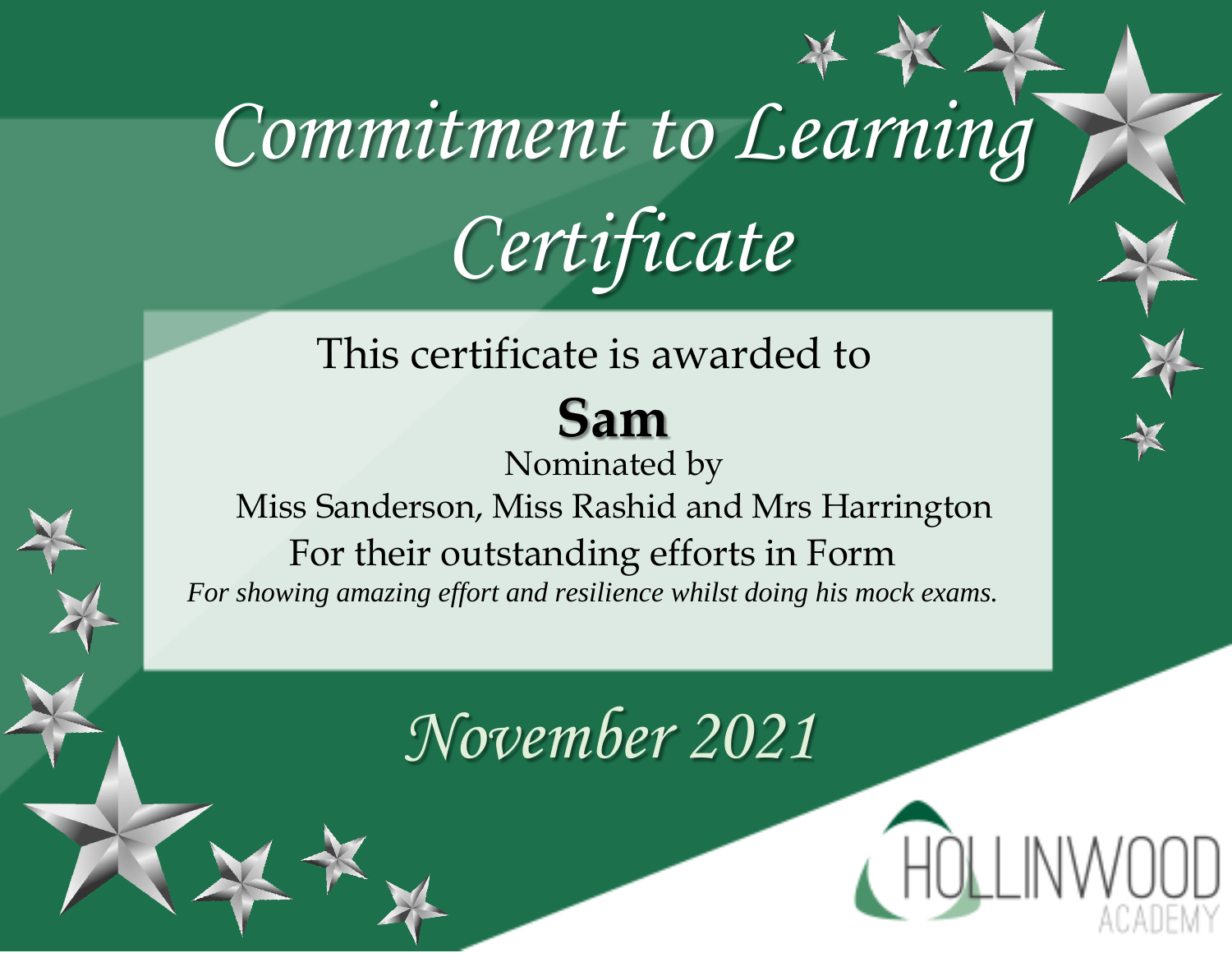# Commitment to Learning Certificate

This certificate is awarded to

**Sam**

Nominated by

Miss Sanderson, Miss Rashid and Mrs Harrington

For their outstanding efforts in Form

*For showing amazing effort and resilience whilst doing his mock exams.*

*November 2021*

HOLLINWOOD ACADEMY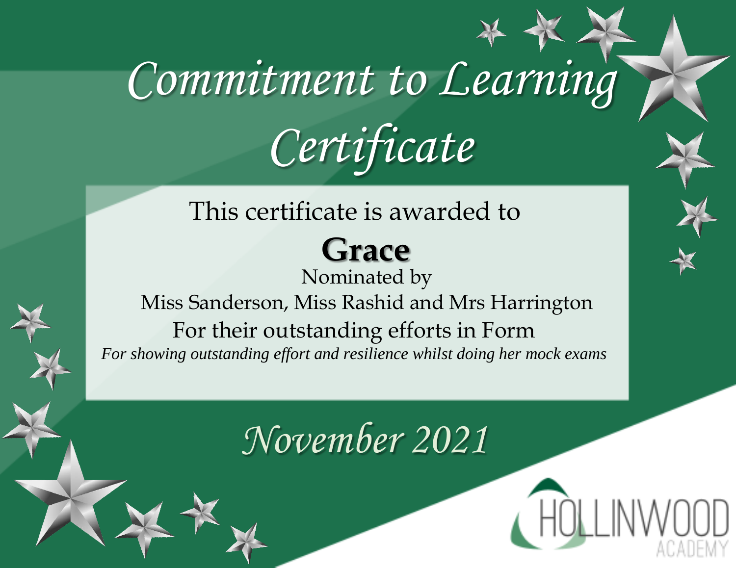# Commitment to Learning Certificate

This certificate is awarded to

**Grace**

Nominated by

Miss Sanderson, Miss Rashid and Mrs Harrington

For their outstanding efforts in Form

*For showing outstanding effort and resilience whilst doing her mock exams*

*November 2021*

HOLLINWOOD ACADEMY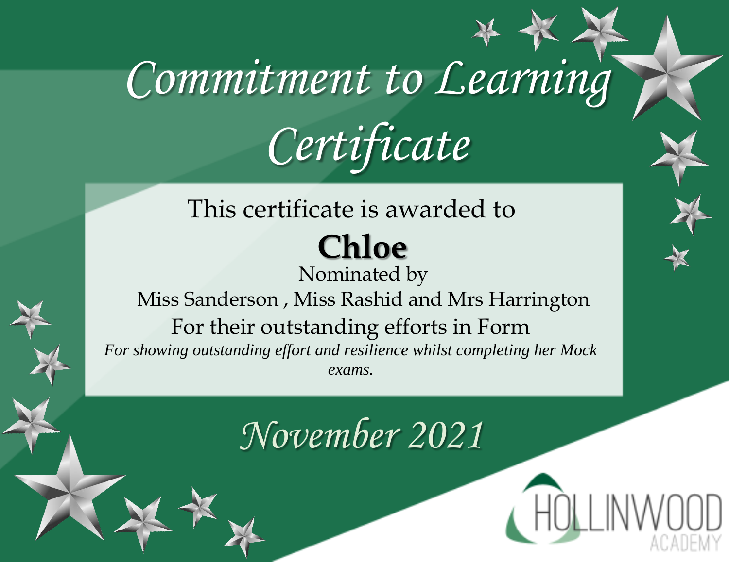# Commitment to Learning Certificate

This certificate is awarded to

**Chloe**

Nominated by

Miss Sanderson , Miss Rashid and Mrs Harrington

For their outstanding efforts in Form

*For showing outstanding effort and resilience whilst completing her Mock exams.*

*November 2021*

HOLLINWOOD ACADEMY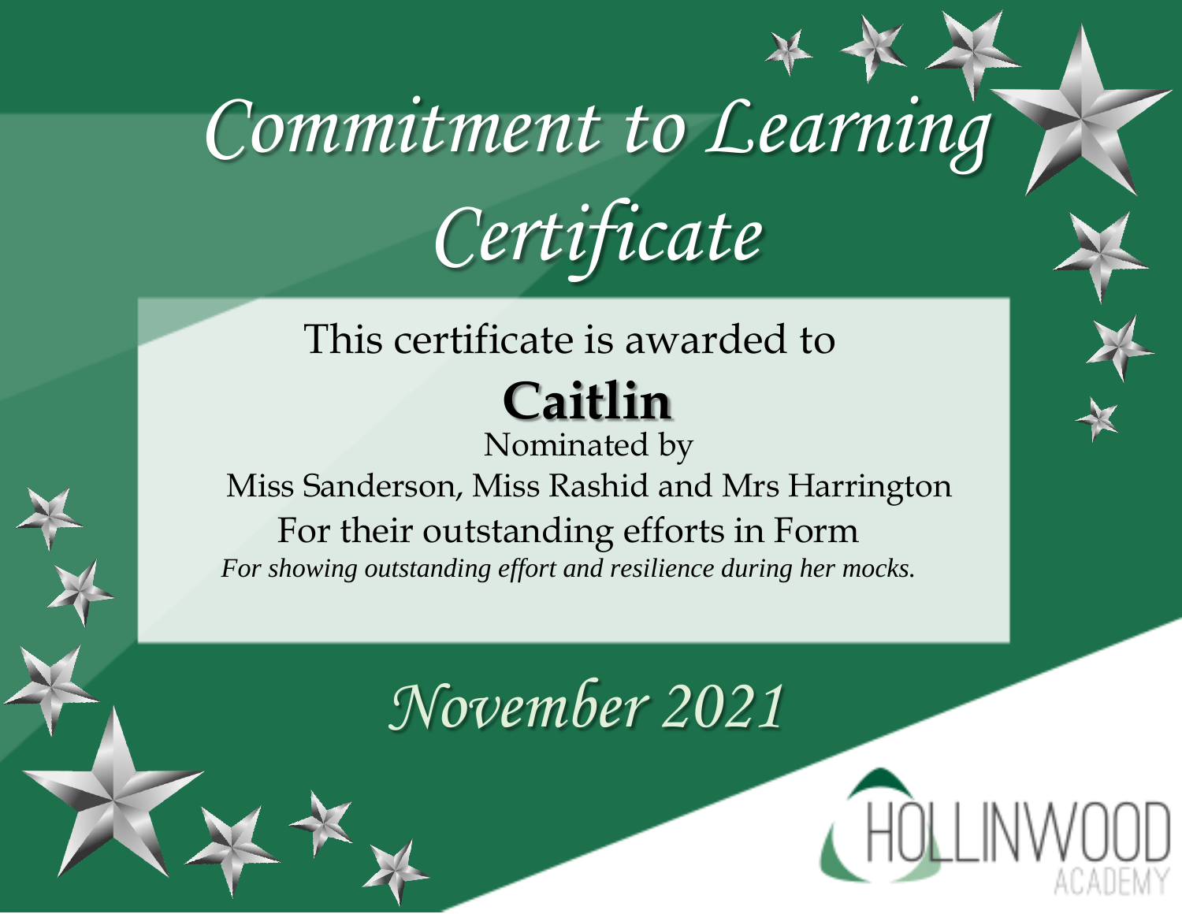# Commitment to Learning Certificate

This certificate is awarded to

**Caitlin**

Nominated by

Miss Sanderson, Miss Rashid and Mrs Harrington

For their outstanding efforts in Form

*For showing outstanding effort and resilience during her mocks.*

*November 2021*

HOLLINWOOD ACADEMY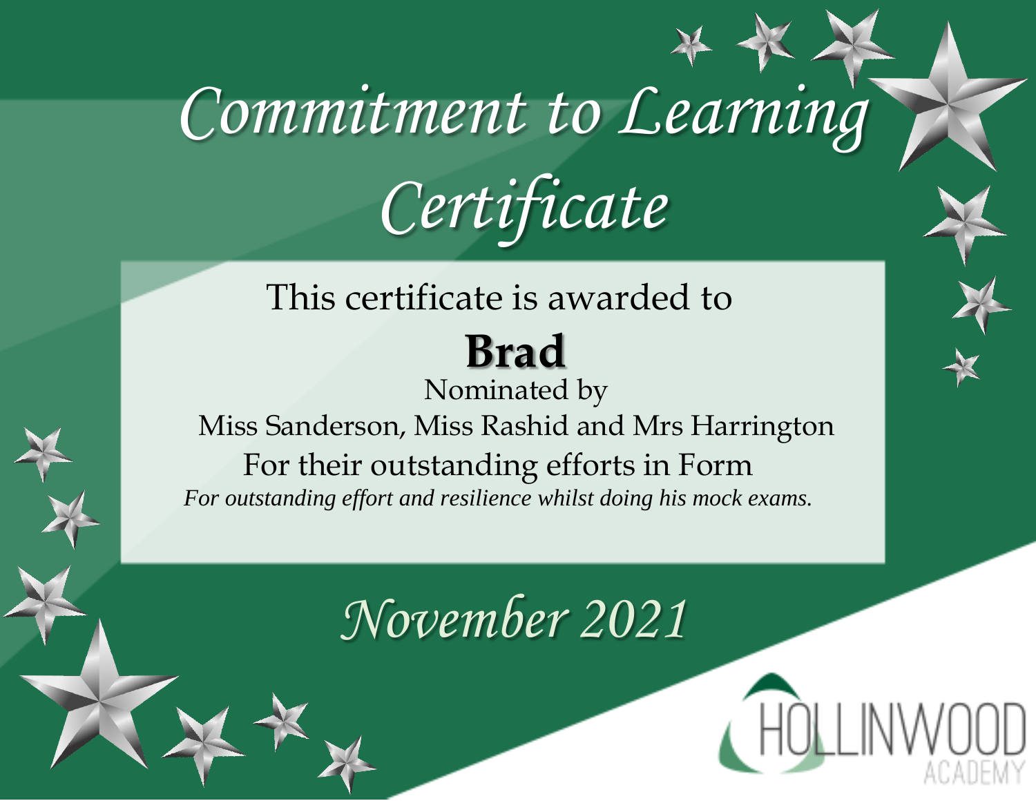# Commitment to Learning Certificate

This certificate is awarded to

**Brad**

Nominated by

Miss Sanderson, Miss Rashid and Mrs Harrington

For their outstanding efforts in Form

*For outstanding effort and resilience whilst doing his mock exams.*

*November 2021*

HOLLINWOOD ACADEMY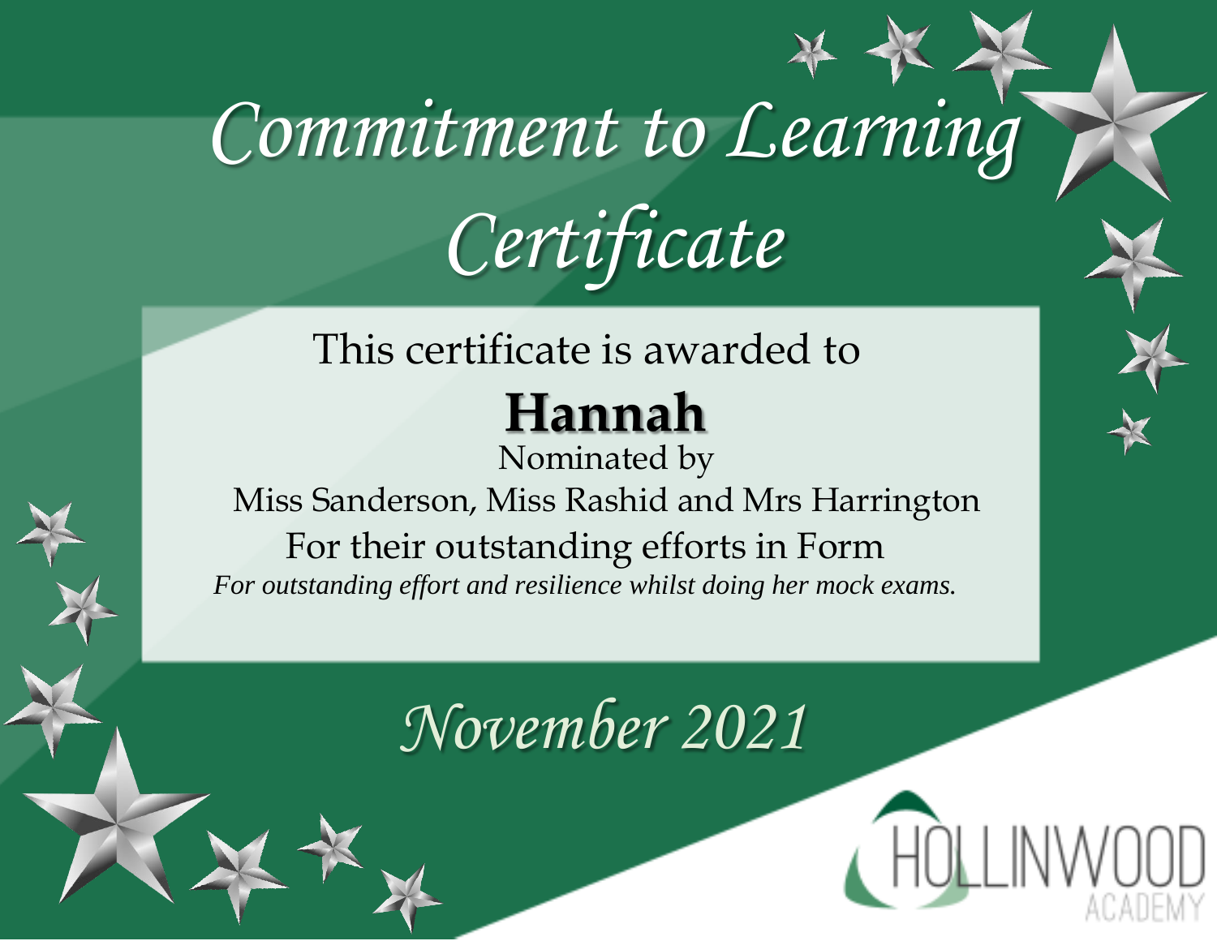# Commitment to Learning Certificate

This certificate is awarded to

**Hannah**

Nominated by

Miss Sanderson, Miss Rashid and Mrs Harrington

For their outstanding efforts in Form

*For outstanding effort and resilience whilst doing her mock exams.*

*November 2021*

HOLLINWOOD ACADEMY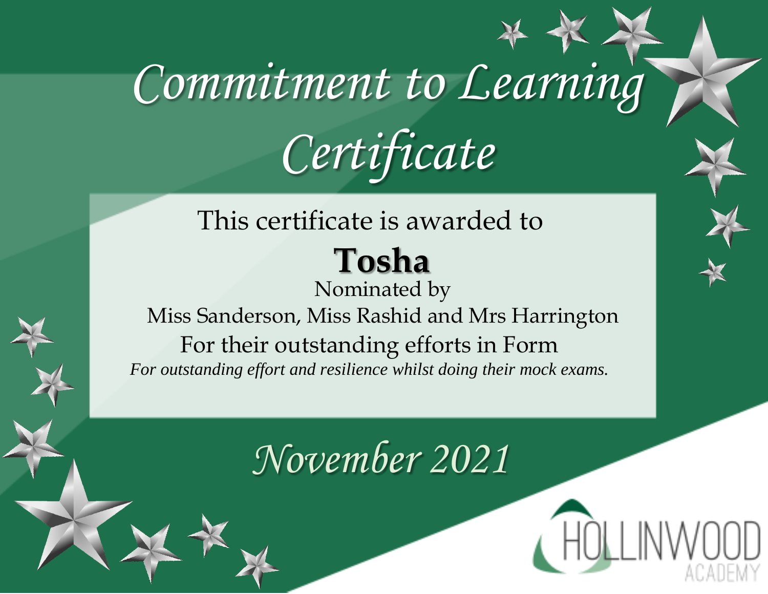# Commitment to Learning Certificate

This certificate is awarded to

**Tosha**

Nominated by

Miss Sanderson, Miss Rashid and Mrs Harrington

For their outstanding efforts in Form

*For outstanding effort and resilience whilst doing their mock exams.*

*November 2021*

HOLLINWOOD ACADEMY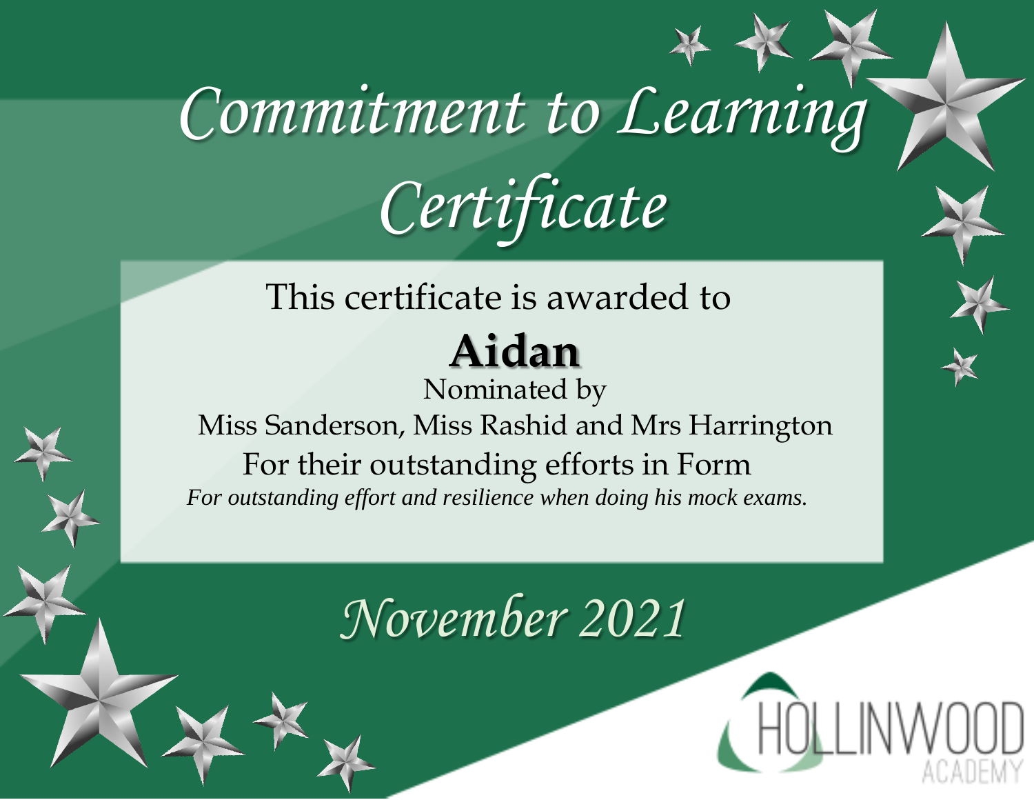# Commitment to Learning Certificate

This certificate is awarded to

**Aidan**

Nominated by

Miss Sanderson, Miss Rashid and Mrs Harrington

For their outstanding efforts in Form

*For outstanding effort and resilience when doing his mock exams.*

*November 2021*

HOLLINWOOD ACADEMY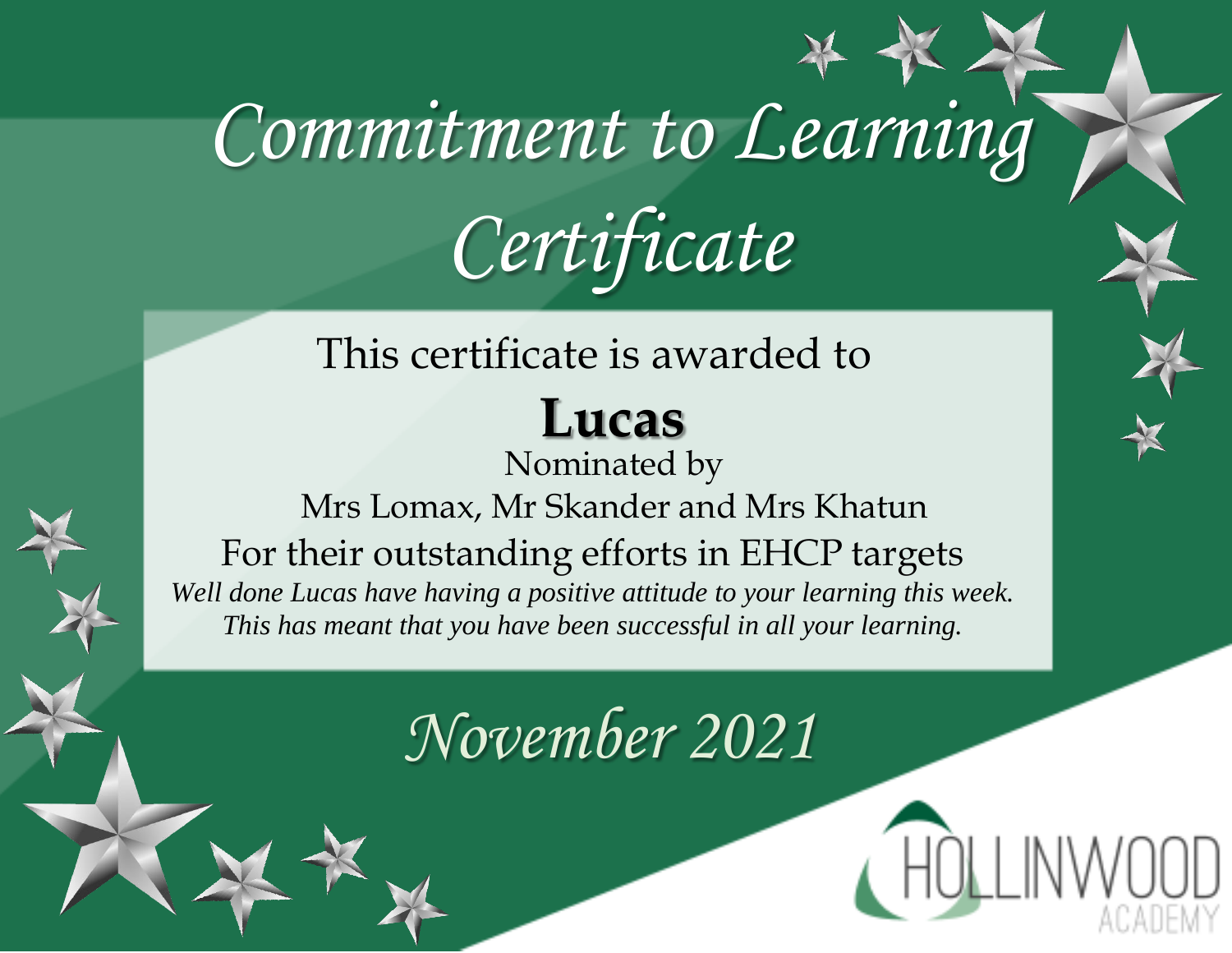# Commitment to Learning Certificate

This certificate is awarded to

**Lucas**

Nominated by

Mrs Lomax, Mr Skander and Mrs Khatun

For their outstanding efforts in EHCP targets

*Well done Lucas have having a positive attitude to your learning this week. This has meant that you have been successful in all your learning.*

*November 2021*

HOLLINWOOD ACADEMY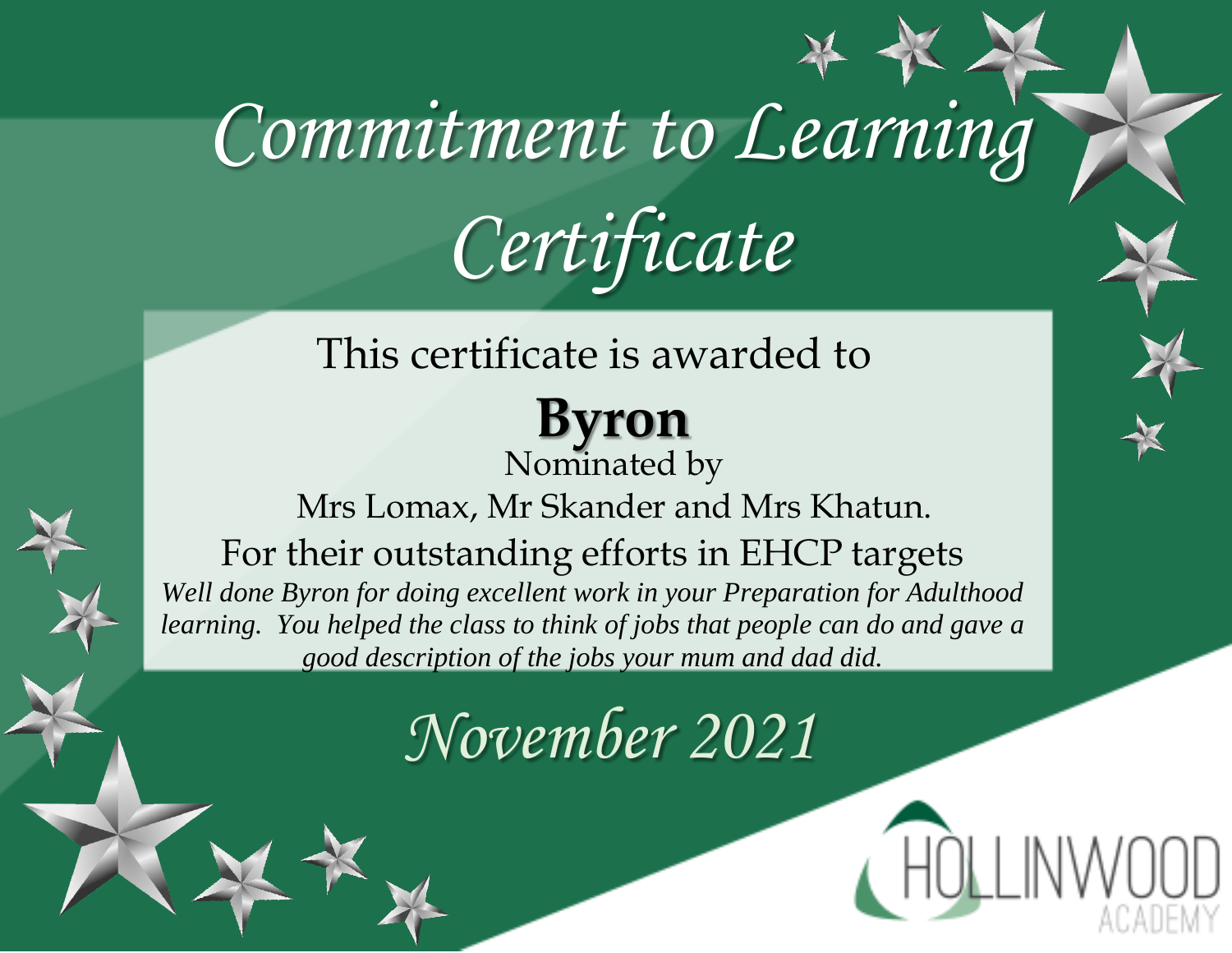# Commitment to Learning Certificate

This certificate is awarded to

**Byron**

Nominated by

Mrs Lomax, Mr Skander and Mrs Khatun.

For their outstanding efforts in EHCP targets

*Well done Byron for doing excellent work in your Preparation for Adulthood learning. You helped the class to think of jobs that people can do and gave a good description of the jobs your mum and dad did.*

*November 2021*

HOLLINWOOD ACADEMY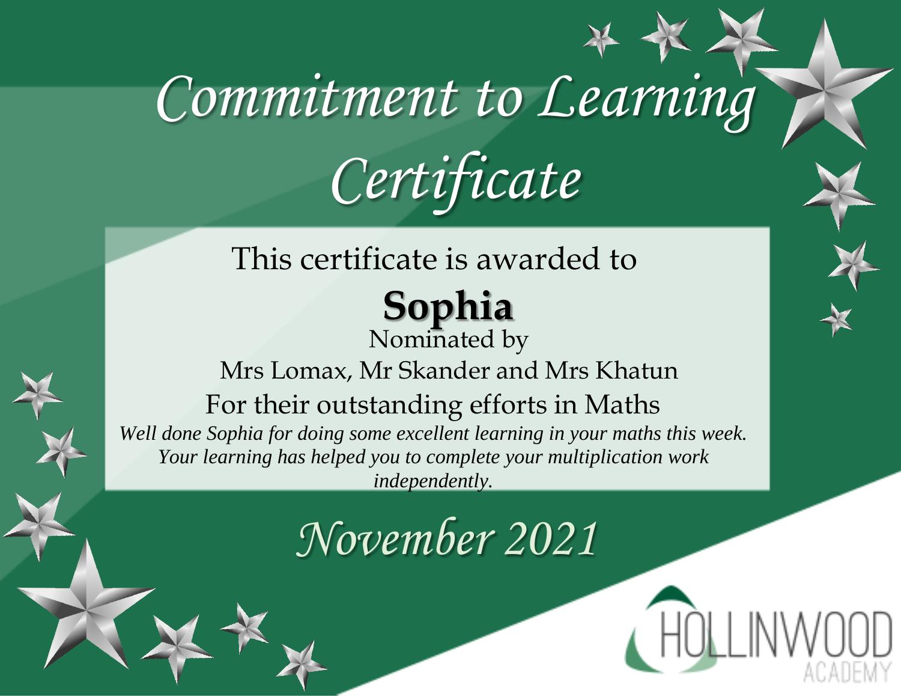# Commitment to Learning Certificate

This certificate is awarded to

**Sophia**

Nominated by

Mrs Lomax, Mr Skander and Mrs Khatun

For their outstanding efforts in Maths

*Well done Sophia for doing some excellent learning in your maths this week. Your learning has helped you to complete your multiplication work independently.*

*November 2021*

HOLLINWOOD ACADEMY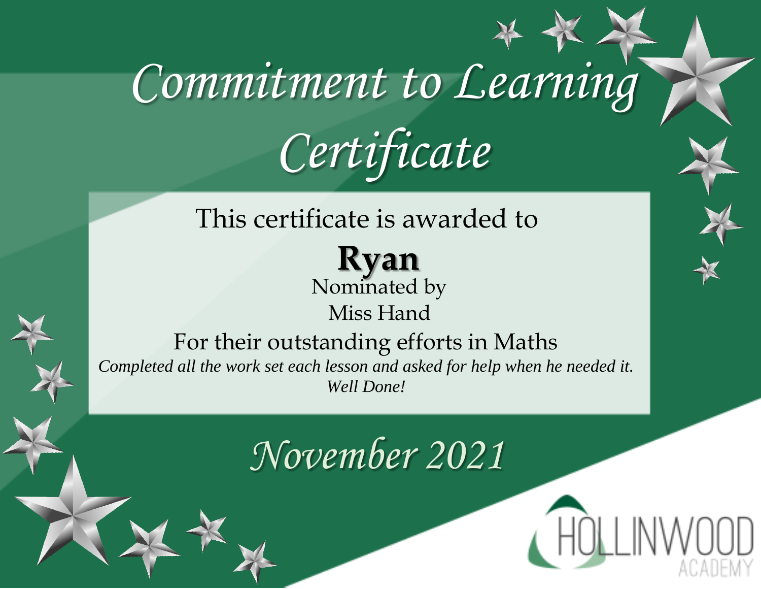# Commitment to Learning Certificate

This certificate is awarded to

**Ryan**

Nominated by

Miss Hand

For their outstanding efforts in Maths

*Completed all the work set each lesson and asked for help when he needed it.*

*Well Done!*

*November 2021*

HOLLINWOOD ACADEMY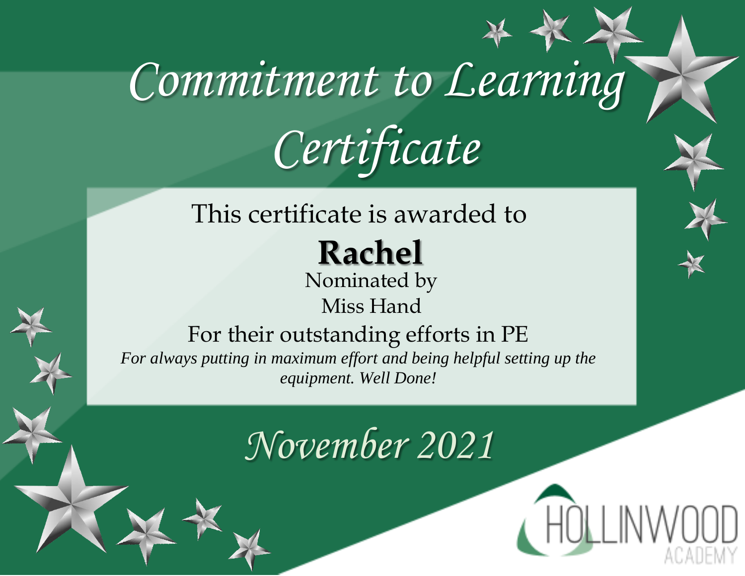# Commitment to Learning Certificate

This certificate is awarded to

**Rachel**

Nominated by

Miss Hand

For their outstanding efforts in PE

*For always putting in maximum effort and being helpful setting up the equipment. Well Done!*

*November 2021*

HOLLINWOOD ACADEMY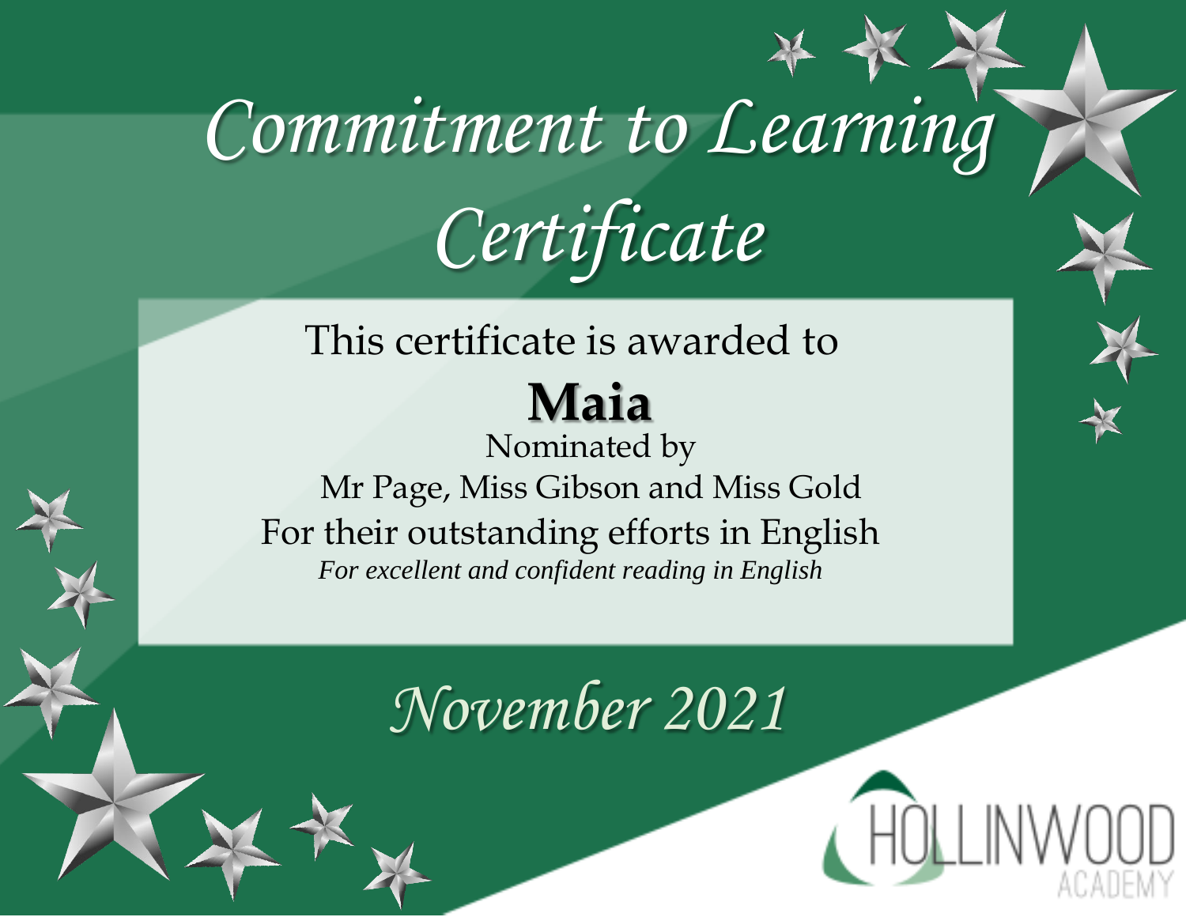# Commitment to Learning Certificate

This certificate is awarded to

**Maia**

Nominated by

Mr Page, Miss Gibson and Miss Gold

For their outstanding efforts in English

*For excellent and confident reading in English*

*November 2021*

HOLLINWOOD ACADEMY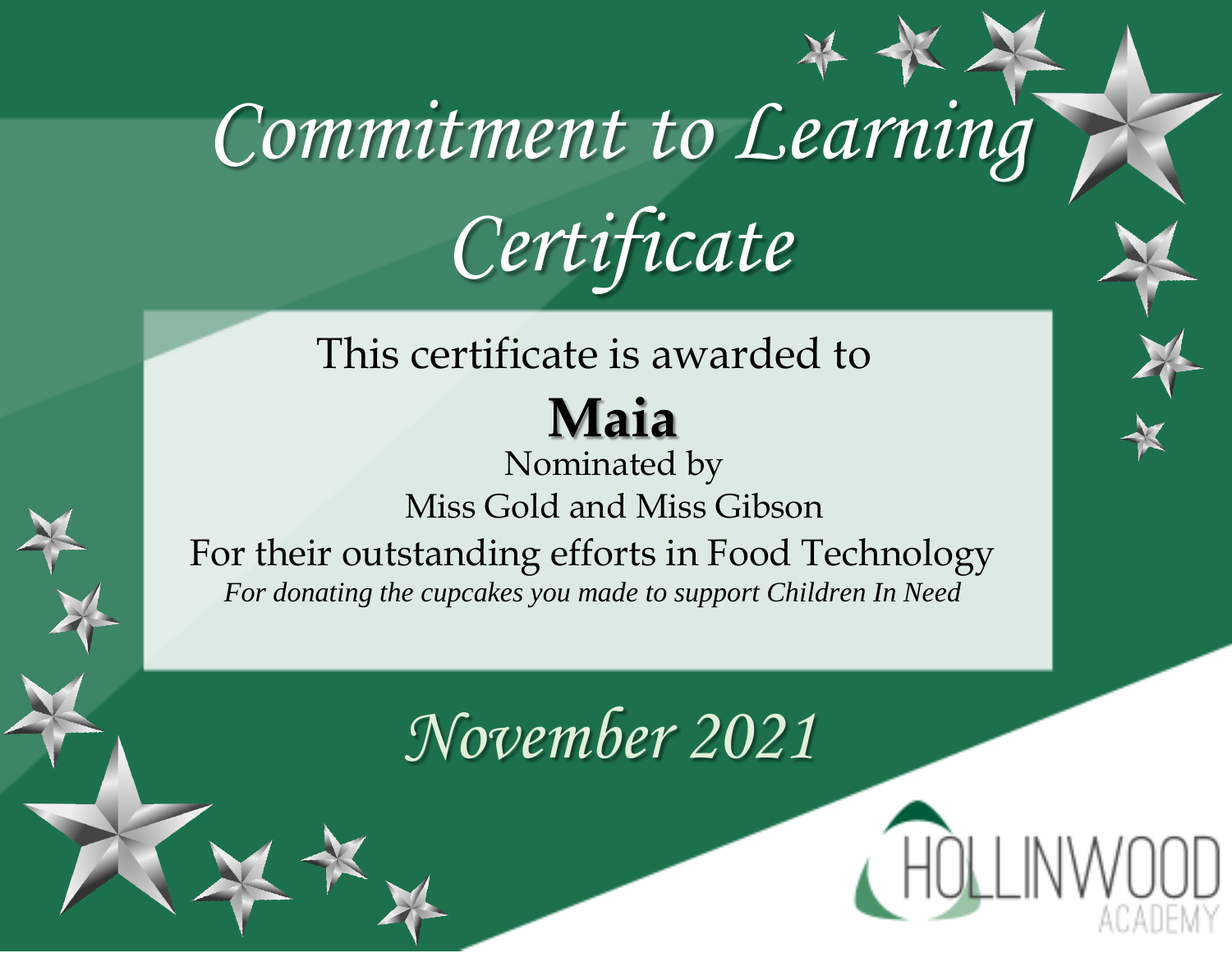# Commitment to Learning Certificate

This certificate is awarded to

**Maia**

Nominated by

Miss Gold and Miss Gibson

For their outstanding efforts in Food Technology

*For donating the cupcakes you made to support Children In Need*

*November 2021*

HOLLINWOOD ACADEMY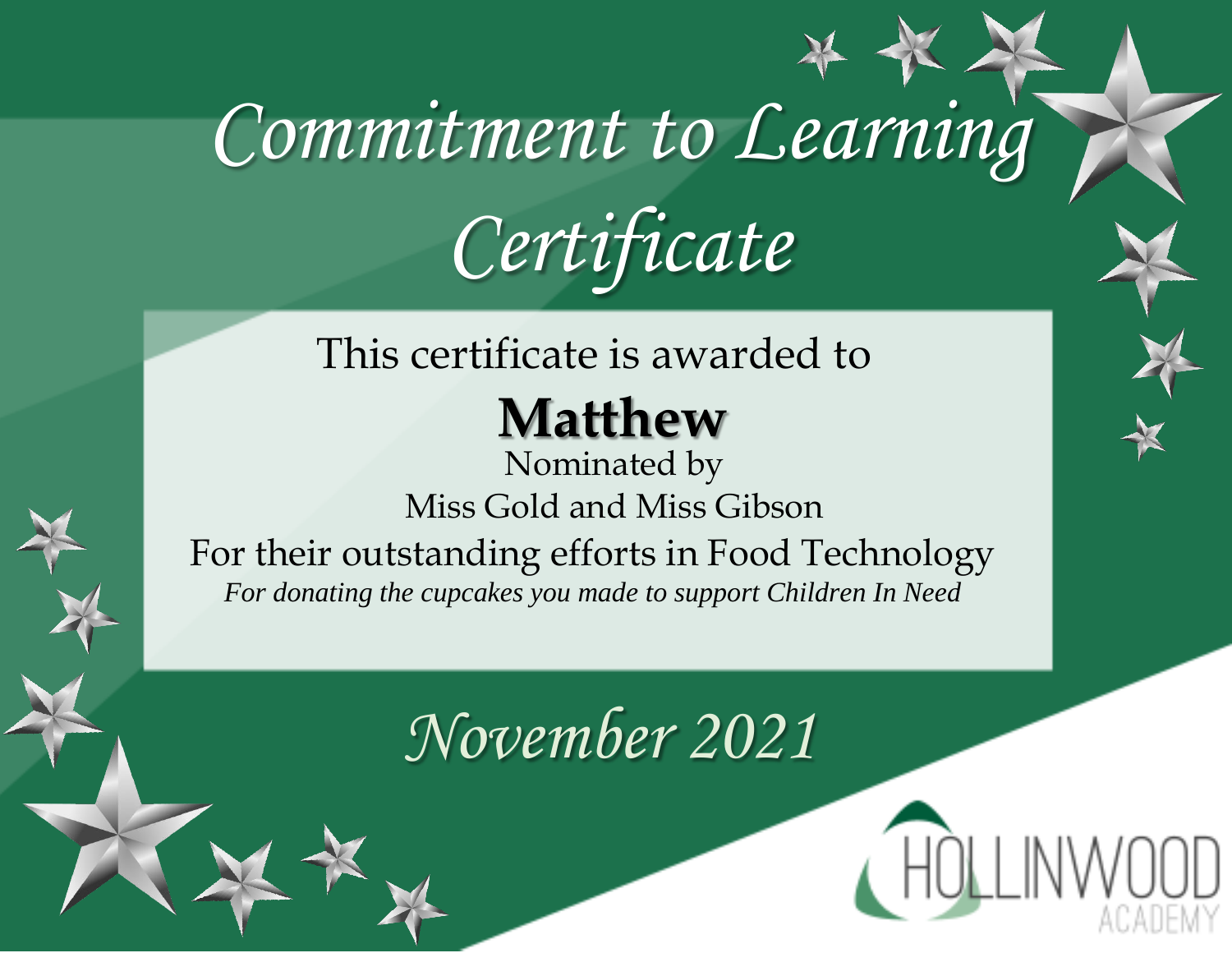# Commitment to Learning Certificate

This certificate is awarded to

**Matthew**

Nominated by

Miss Gold and Miss Gibson

For their outstanding efforts in Food Technology

*For donating the cupcakes you made to support Children In Need*

*November 2021*

HOLLINWOOD ACADEMY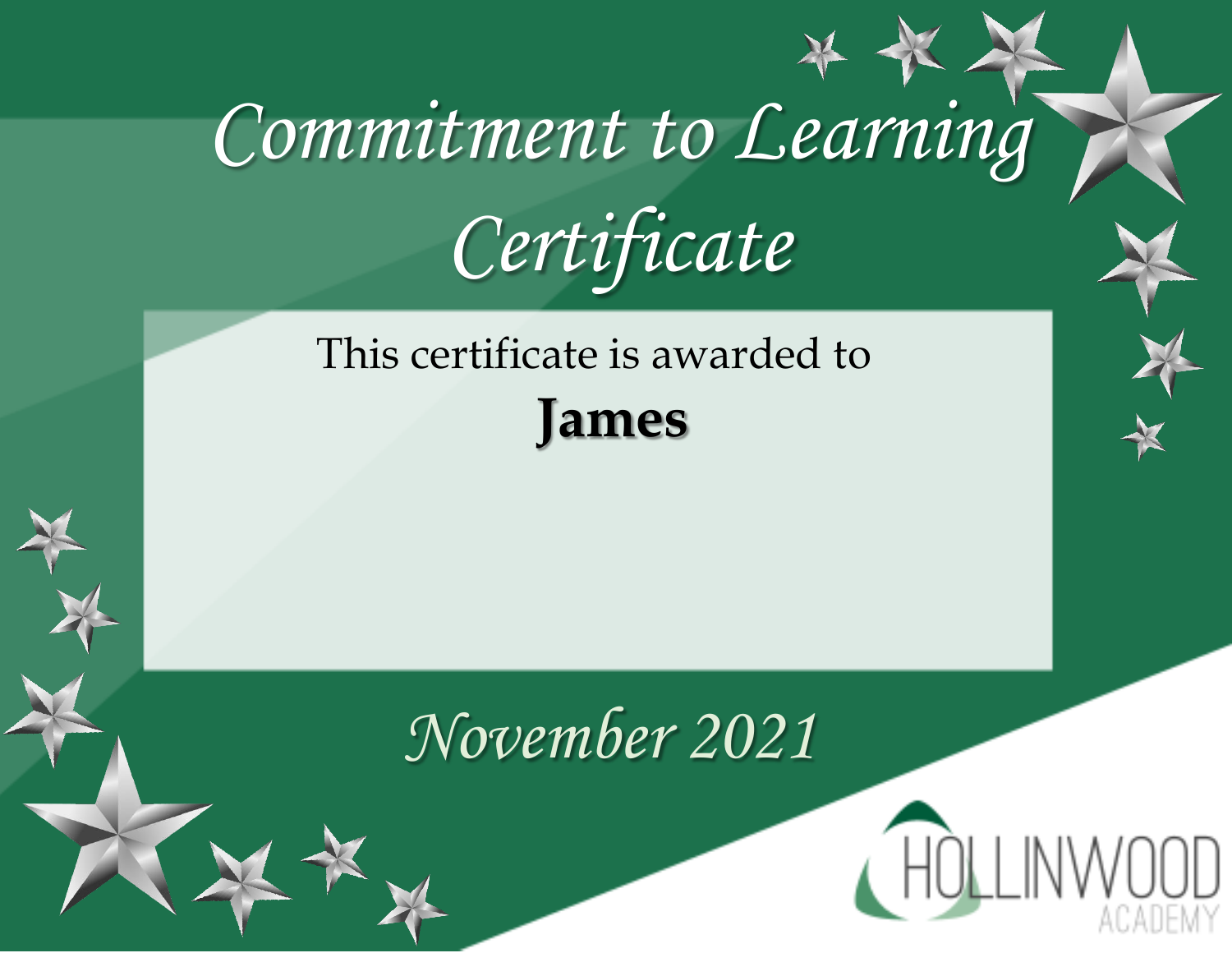# Commitment to Learning Certificate

This certificate is awarded to

**James**

*November 2021*

HOLLINWOOD ACADEMY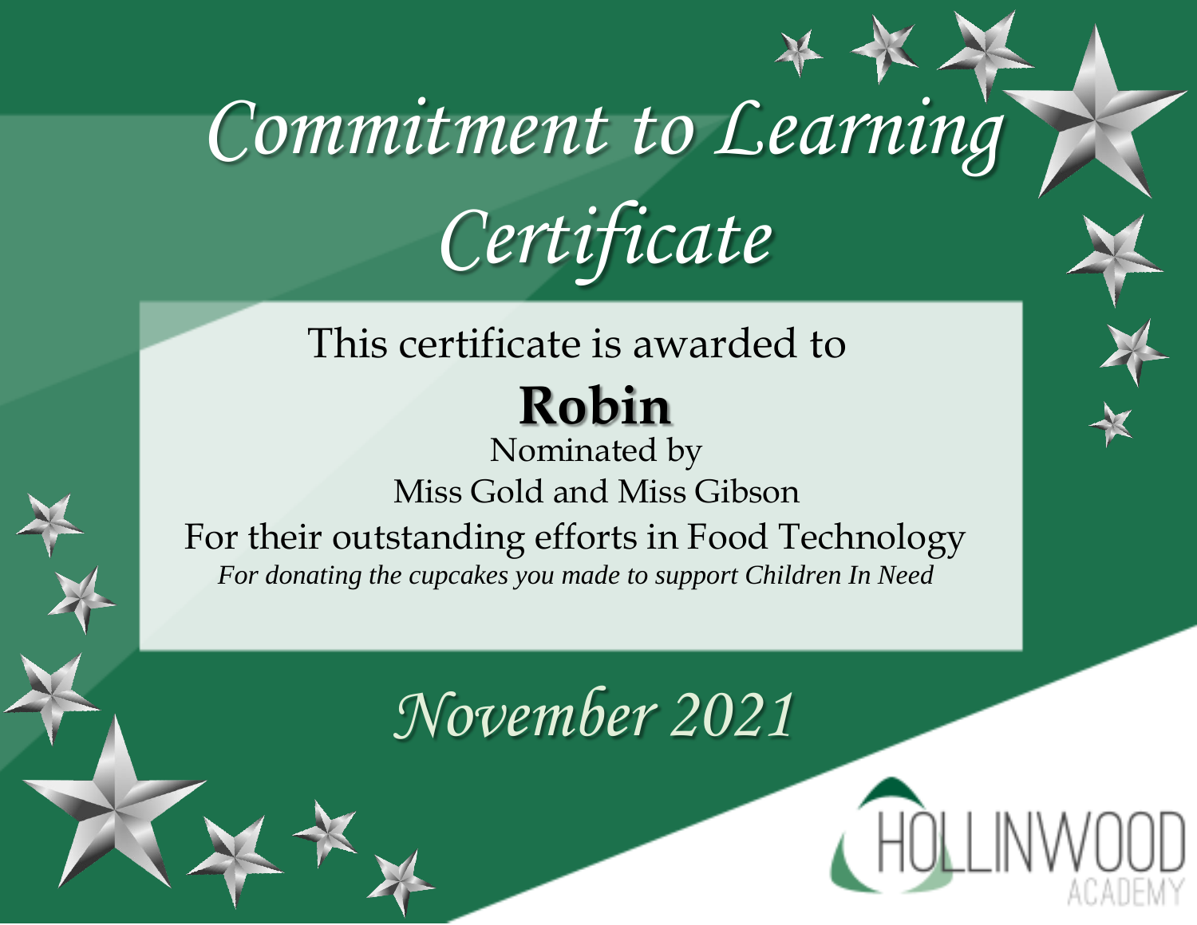# Commitment to Learning Certificate

This certificate is awarded to

**Robin**

Nominated by

Miss Gold and Miss Gibson

For their outstanding efforts in Food Technology

*For donating the cupcakes you made to support Children In Need*

*November 2021*

HOLLINWOOD ACADEMY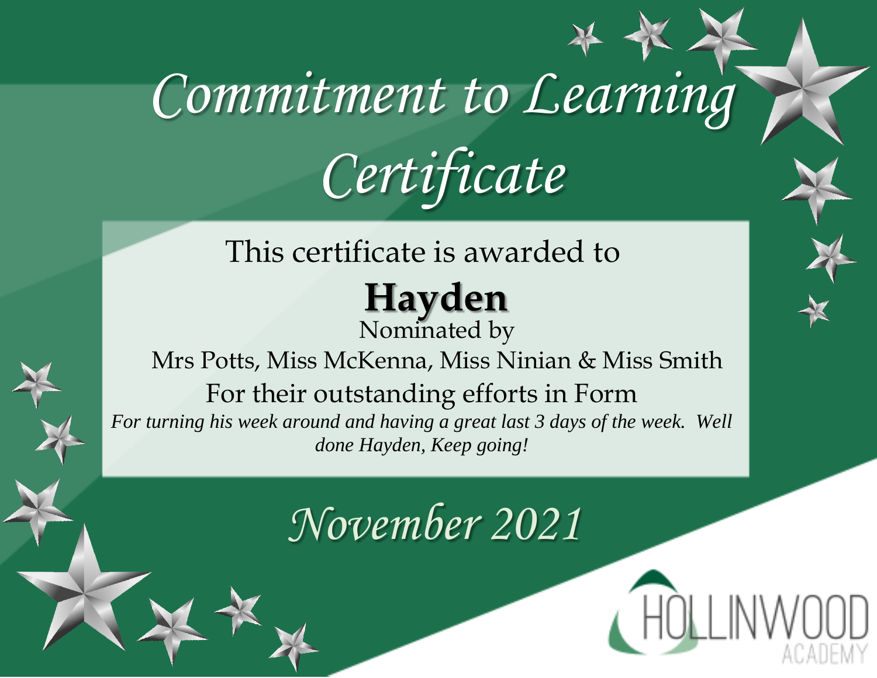# Commitment to Learning Certificate

This certificate is awarded to

**Hayden**

Nominated by

Mrs Potts, Miss McKenna, Miss Ninian & Miss Smith

For their outstanding efforts in Form

*For turning his week around and having a great last 3 days of the week. Well done Hayden, Keep going!*

*November 2021*

HOLLINWOOD ACADEMY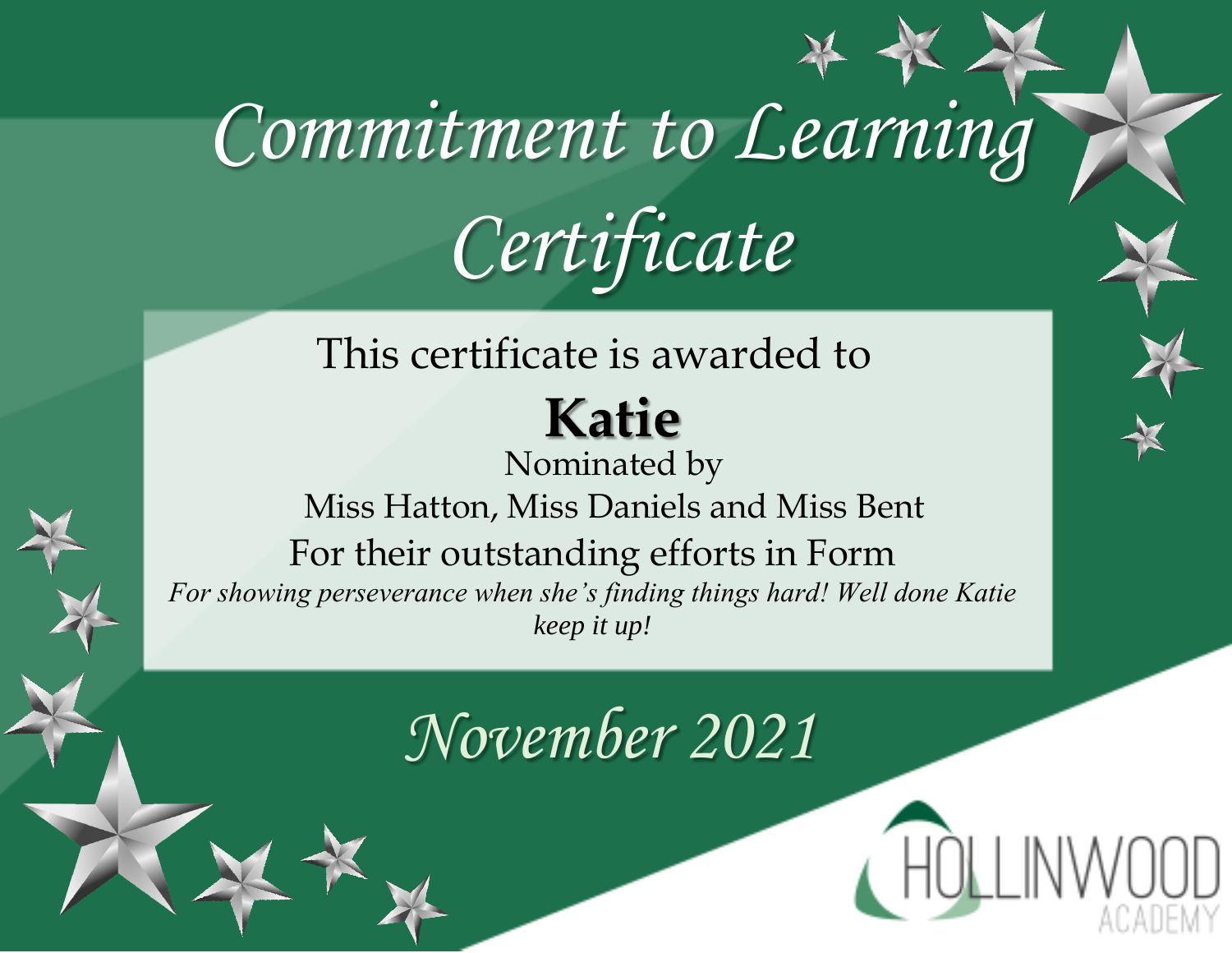# Commitment to Learning Certificate

This certificate is awarded to

**Katie**

Nominated by

Miss Hatton, Miss Daniels and Miss Bent

For their outstanding efforts in Form

*For showing perseverance when she's finding things hard! Well done Katie keep it up!*

*November 2021*

HOLLINWOOD ACADEMY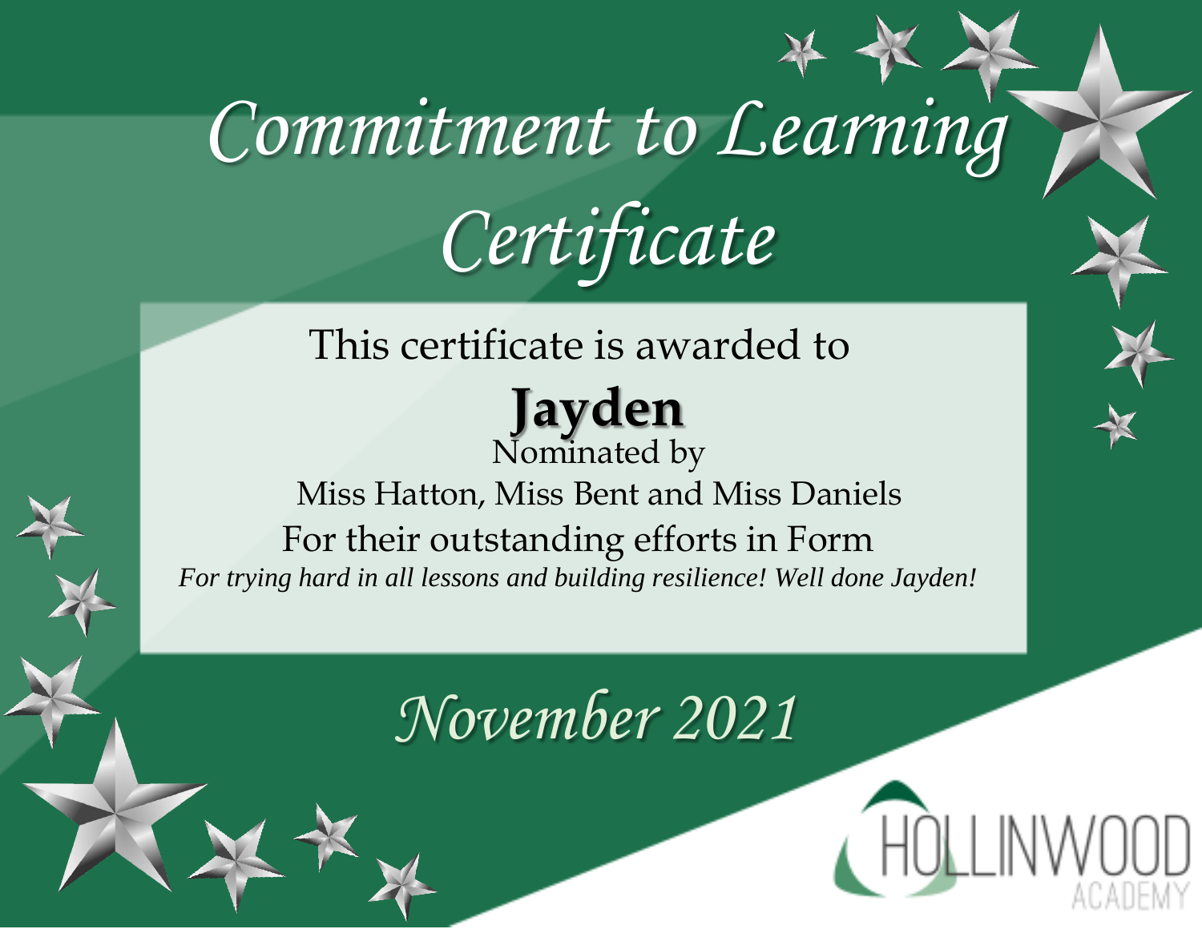# Commitment to Learning Certificate

This certificate is awarded to

**Jayden**

Nominated by

Miss Hatton, Miss Bent and Miss Daniels

For their outstanding efforts in Form

*For trying hard in all lessons and building resilience! Well done Jayden!*

*November 2021*

HOLLINWOOD ACADEMY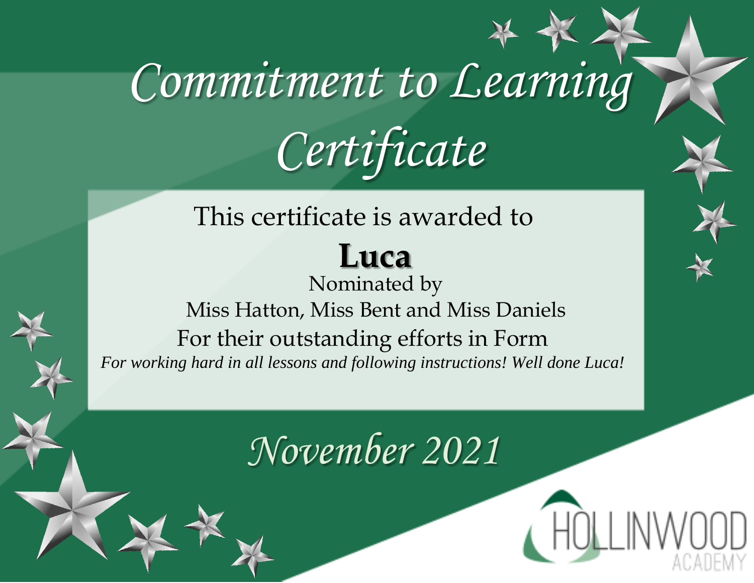# Commitment to Learning Certificate

This certificate is awarded to

**Luca**

Nominated by

Miss Hatton, Miss Bent and Miss Daniels

For their outstanding efforts in Form

*For working hard in all lessons and following instructions! Well done Luca!*

*November 2021*

HOLLINWOOD ACADEMY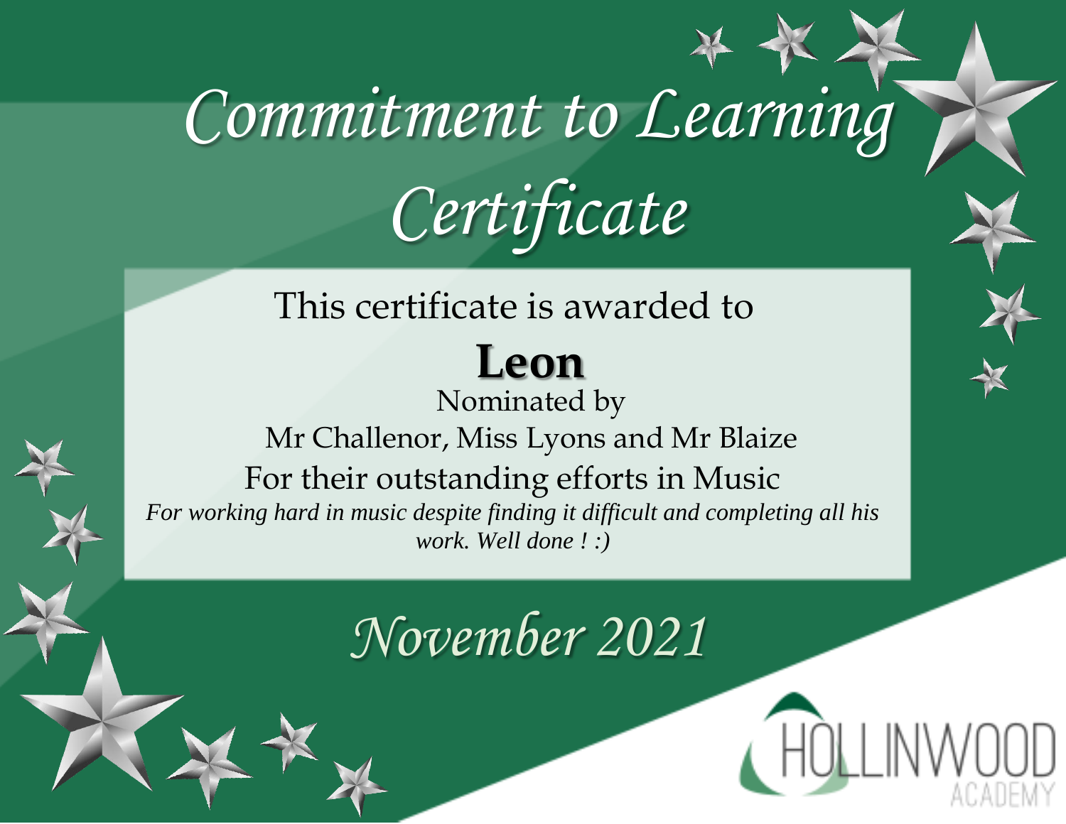# Commitment to Learning Certificate

This certificate is awarded to

**Leon**

Nominated by

Mr Challenor, Miss Lyons and Mr Blaize

For their outstanding efforts in Music

*For working hard in music despite finding it difficult and completing all his work. Well done ! :)*

*November 2021*

HOLLINWOOD ACADEMY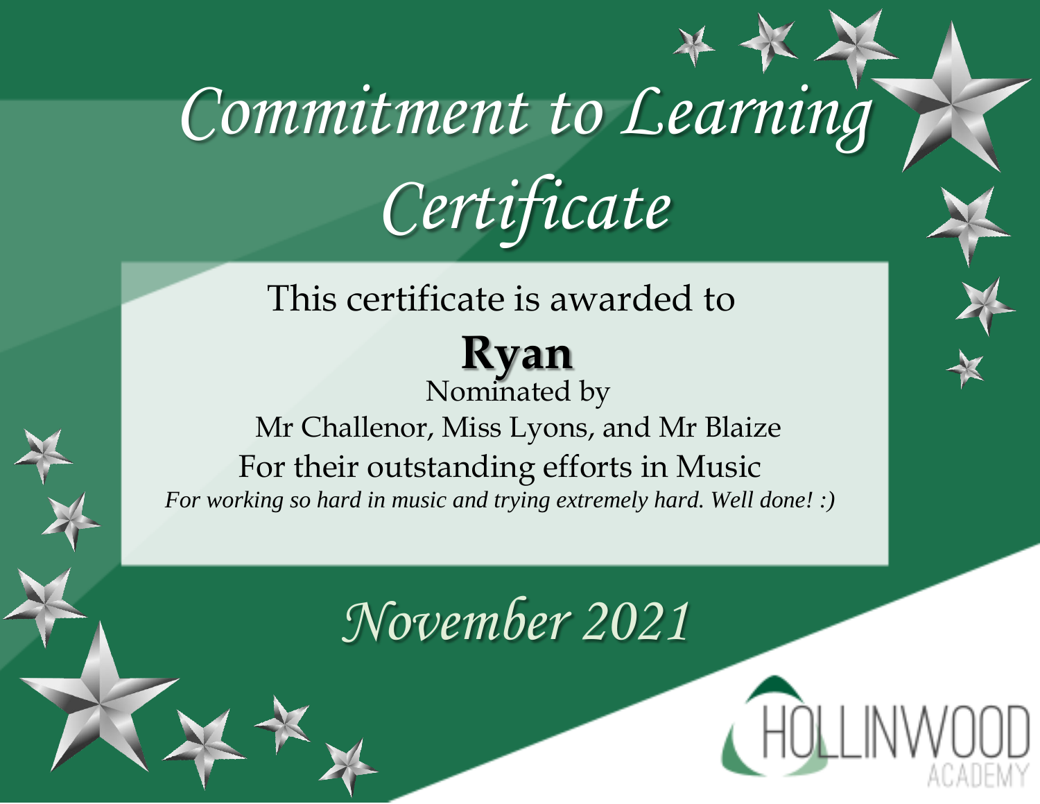# Commitment to Learning Certificate

This certificate is awarded to

**Ryan**

Nominated by

Mr Challenor, Miss Lyons, and Mr Blaize

For their outstanding efforts in Music

*For working so hard in music and trying extremely hard. Well done! :)*

*November 2021*

HOLLINWOOD ACADEMY